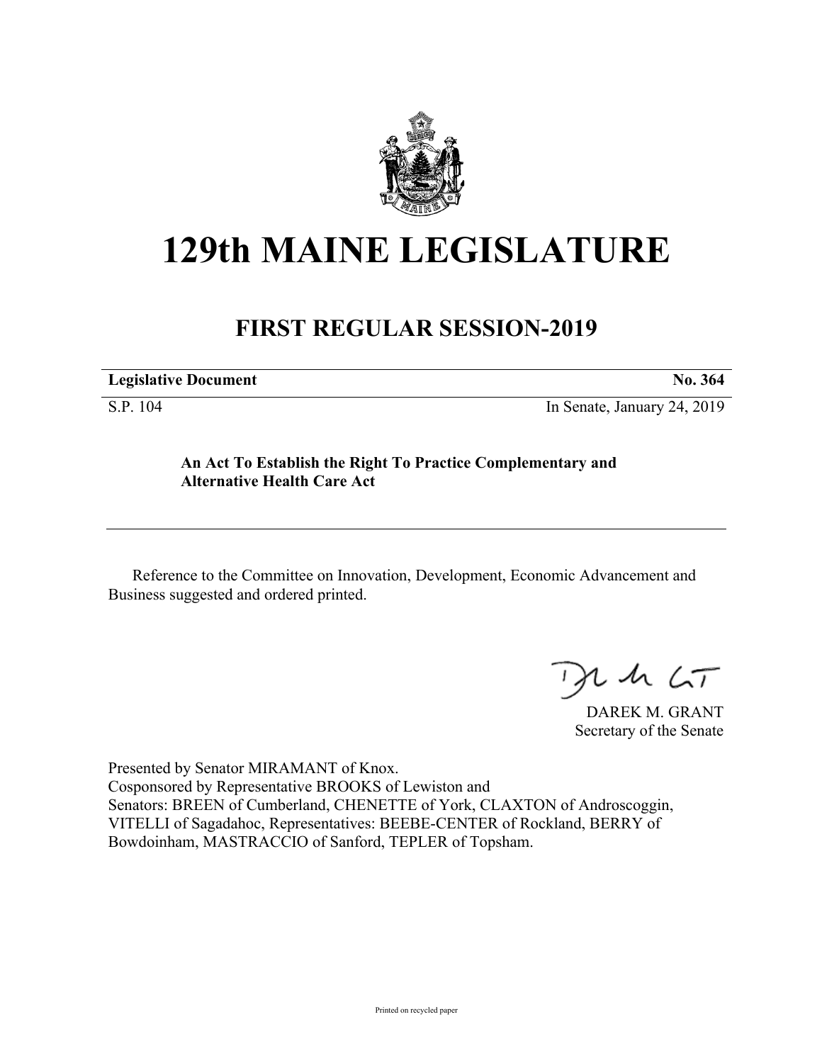# 129th MAINE LEGISLATURE

## FIRST REGULAR SESSION-2019

**Legislative Document** **No. 364**

S.P. 104 In Senate, January 24, 2019

**An Act To Establish the Right To Practice Complementary and Alternative Health Care Act**

Reference to the Committee on Innovation, Development, Economic Advancement and Business suggested and ordered printed.

DAREK M. GRANT
Secretary of the Senate

Presented by Senator MIRAMANT of Knox.
Cosponsored by Representative BROOKS of Lewiston and
Senators: BREEN of Cumberland, CHENETTE of York, CLAXTON of Androscoggin, VITELLI of Sagadahoc, Representatives: BEEBE-CENTER of Rockland, BERRY of Bowdoinham, MASTRACCIO of Sanford, TEPLER of Topsham.

Printed on recycled paper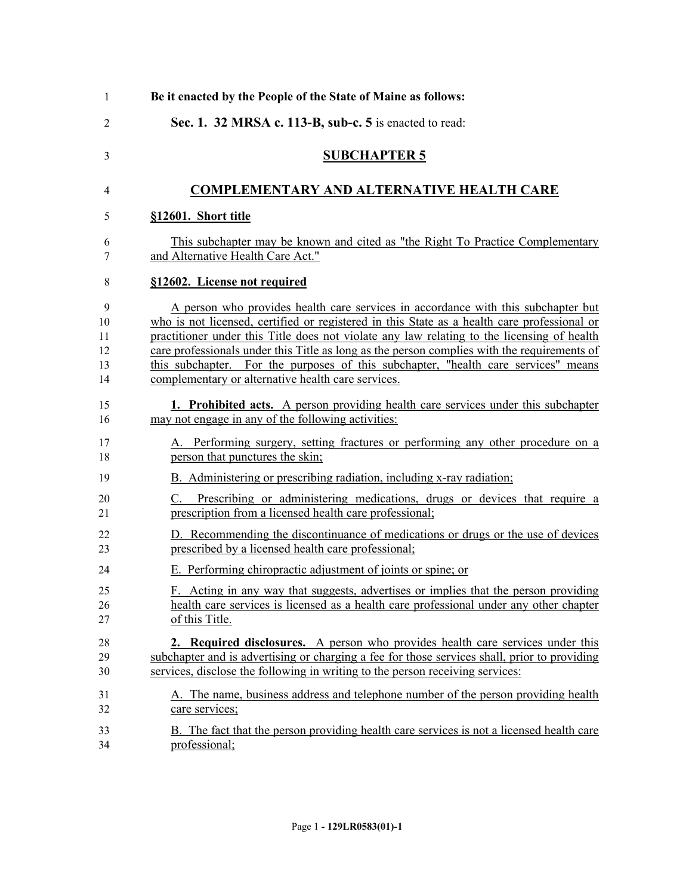**Be it enacted by the People of the State of Maine as follows:**

**Sec. 1. 32 MRSA c. 113-B, sub-c. 5** is enacted to read:

## SUBCHAPTER 5

## COMPLEMENTARY AND ALTERNATIVE HEALTH CARE

**§12601. Short title**

This subchapter may be known and cited as "the Right To Practice Complementary and Alternative Health Care Act."

**§12602. License not required**

A person who provides health care services in accordance with this subchapter but who is not licensed, certified or registered in this State as a health care professional or practitioner under this Title does not violate any law relating to the licensing of health care professionals under this Title as long as the person complies with the requirements of this subchapter. For the purposes of this subchapter, "health care services" means complementary or alternative health care services.

**1. Prohibited acts.** A person providing health care services under this subchapter may not engage in any of the following activities:

A. Performing surgery, setting fractures or performing any other procedure on a person that punctures the skin;

B. Administering or prescribing radiation, including x-ray radiation;

C. Prescribing or administering medications, drugs or devices that require a prescription from a licensed health care professional;

D. Recommending the discontinuance of medications or drugs or the use of devices prescribed by a licensed health care professional;

E. Performing chiropractic adjustment of joints or spine; or

F. Acting in any way that suggests, advertises or implies that the person providing health care services is licensed as a health care professional under any other chapter of this Title.

**2. Required disclosures.** A person who provides health care services under this subchapter and is advertising or charging a fee for those services shall, prior to providing services, disclose the following in writing to the person receiving services:

A. The name, business address and telephone number of the person providing health care services;

B. The fact that the person providing health care services is not a licensed health care professional;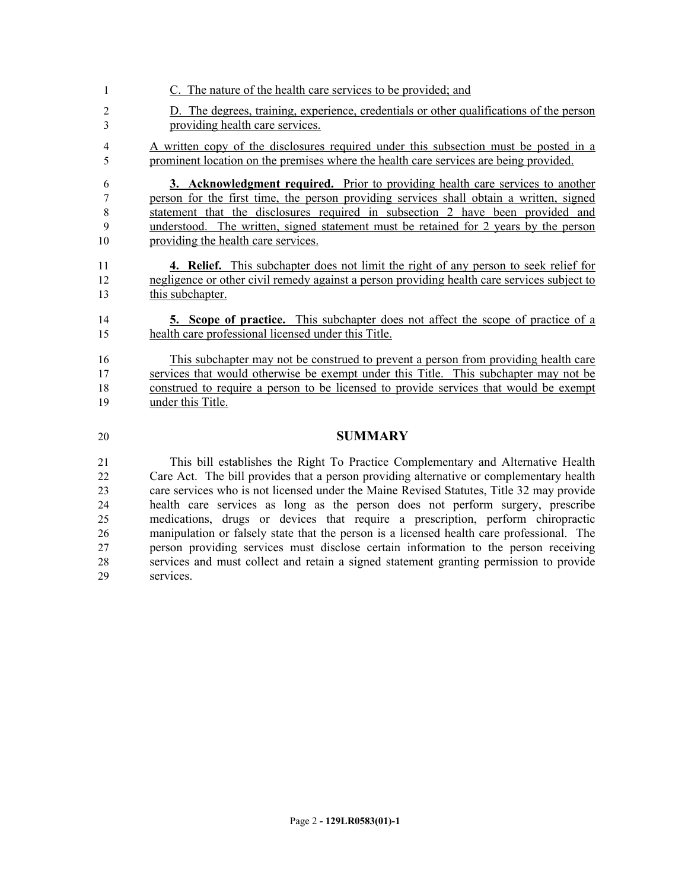C. The nature of the health care services to be provided; and

D. The degrees, training, experience, credentials or other qualifications of the person providing health care services.

A written copy of the disclosures required under this subsection must be posted in a prominent location on the premises where the health care services are being provided.

**3. Acknowledgment required.** Prior to providing health care services to another person for the first time, the person providing services shall obtain a written, signed statement that the disclosures required in subsection 2 have been provided and understood. The written, signed statement must be retained for 2 years by the person providing the health care services.

**4. Relief.** This subchapter does not limit the right of any person to seek relief for negligence or other civil remedy against a person providing health care services subject to this subchapter.

**5. Scope of practice.** This subchapter does not affect the scope of practice of a health care professional licensed under this Title.

This subchapter may not be construed to prevent a person from providing health care services that would otherwise be exempt under this Title. This subchapter may not be construed to require a person to be licensed to provide services that would be exempt under this Title.

## SUMMARY

This bill establishes the Right To Practice Complementary and Alternative Health Care Act. The bill provides that a person providing alternative or complementary health care services who is not licensed under the Maine Revised Statutes, Title 32 may provide health care services as long as the person does not perform surgery, prescribe medications, drugs or devices that require a prescription, perform chiropractic manipulation or falsely state that the person is a licensed health care professional. The person providing services must disclose certain information to the person receiving services and must collect and retain a signed statement granting permission to provide services.